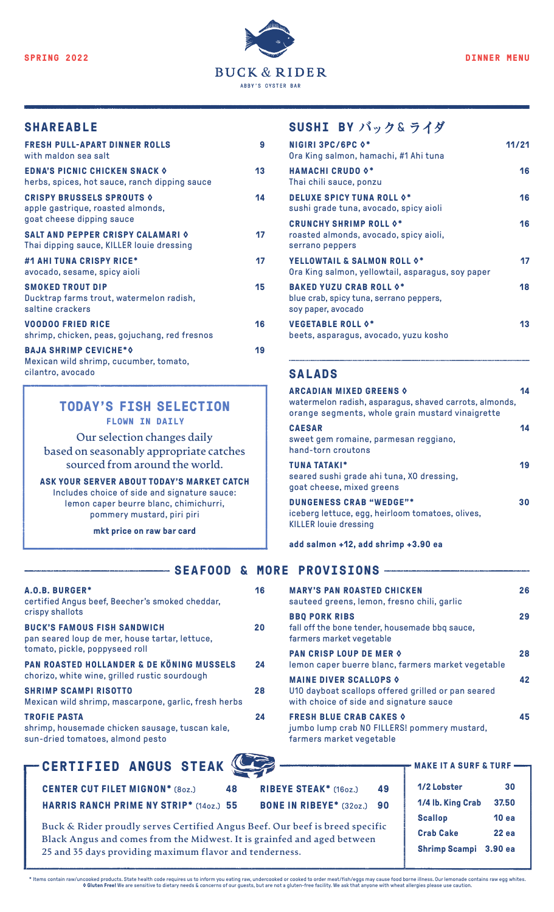SPRING 2022

# BUCK & RIDER

ABBY'S OYSTER BAR

DINNER MENU

## SHAREABLE

**FRESH PULL-APART DINNER ROLLS** 9
with maldon sea salt

**EDNA'S PICNIC CHICKEN SNACK ◊** 13
herbs, spices, hot sauce, ranch dipping sauce

**CRISPY BRUSSELS SPROUTS ◊** 14
apple gastrique, roasted almonds, goat cheese dipping sauce

**SALT AND PEPPER CRISPY CALAMARI ◊** 17
Thai dipping sauce, KILLER louie dressing

**#1 AHI TUNA CRISPY RICE*** 17
avocado, sesame, spicy aioli

**SMOKED TROUT DIP** 15
Ducktrap farms trout, watermelon radish, saltine crackers

**VOODOO FRIED RICE** 16
shrimp, chicken, peas, gojuchang, red fresnos

**BAJA SHRIMP CEVICHE*◊** 19
Mexican wild shrimp, cucumber, tomato, cilantro, avocado

## TODAY'S FISH SELECTION

**FLOWN IN DAILY**

Our selection changes daily based on seasonably appropriate catches sourced from around the world.

**ASK YOUR SERVER ABOUT TODAY'S MARKET CATCH**
Includes choice of side and signature sauce: lemon caper beurre blanc, chimichurri, pommery mustard, piri piri

**mkt price on raw bar card**

## SUSHI BY バック&ライダ

**NIGIRI 3PC/6PC ◊*** 11/21
Ora King salmon, hamachi, #1 Ahi tuna

**HAMACHI CRUDO ◊*** 16
Thai chili sauce, ponzu

**DELUXE SPICY TUNA ROLL ◊*** 16
sushi grade tuna, avocado, spicy aioli

**CRUNCHY SHRIMP ROLL ◊*** 16
roasted almonds, avocado, spicy aioli, serrano peppers

**YELLOWTAIL & SALMON ROLL ◊*** 17
Ora King salmon, yellowtail, asparagus, soy paper

**BAKED YUZU CRAB ROLL ◊*** 18
blue crab, spicy tuna, serrano peppers, soy paper, avocado

**VEGETABLE ROLL ◊*** 13
beets, asparagus, avocado, yuzu kosho

## SALADS

**ARCADIAN MIXED GREENS ◊** 14
watermelon radish, asparagus, shaved carrots, almonds, orange segments, whole grain mustard vinaigrette

**CAESAR** 14
sweet gem romaine, parmesan reggiano, hand-torn croutons

**TUNA TATAKI*** 19
seared sushi grade ahi tuna, XO dressing, goat cheese, mixed greens

**DUNGENESS CRAB "WEDGE"*** 30
iceberg lettuce, egg, heirloom tomatoes, olives, KILLER louie dressing

**add salmon +12, add shrimp +3.90 ea**

## SEAFOOD & MORE PROVISIONS

**A.O.B. BURGER*** 16
certified Angus beef, Beecher's smoked cheddar, crispy shallots

**BUCK'S FAMOUS FISH SANDWICH** 20
pan seared loup de mer, house tartar, lettuce, tomato, pickle, poppyseed roll

**PAN ROASTED HOLLANDER & DE KÖNING MUSSELS** 24
chorizo, white wine, grilled rustic sourdough

**SHRIMP SCAMPI RISOTTO** 28
Mexican wild shrimp, mascarpone, garlic, fresh herbs

**TROFIE PASTA** 24
shrimp, housemade chicken sausage, tuscan kale, sun-dried tomatoes, almond pesto

**MARY'S PAN ROASTED CHICKEN** 26
sauteed greens, lemon, fresno chili, garlic

**BBQ PORK RIBS** 29
fall off the bone tender, housemade bbq sauce, farmers market vegetable

**PAN CRISP LOUP DE MER ◊** 28
lemon caper beurre blanc, farmers market vegetable

**MAINE DIVER SCALLOPS ◊** 42
U10 dayboat scallops offered grilled or pan seared with choice of side and signature sauce

**FRESH BLUE CRAB CAKES ◊** 45
jumbo lump crab NO FILLERS! pommery mustard, farmers market vegetable

## CERTIFIED ANGUS STEAK

**CENTER CUT FILET MIGNON*** (8oz.) 48

**HARRIS RANCH PRIME NY STRIP*** (14oz.) 55

**RIBEYE STEAK*** (16oz.) 49

**BONE IN RIBEYE*** (32oz.) 90

Buck & Rider proudly serves Certified Angus Beef. Our beef is breed specific Black Angus and comes from the Midwest. It is grainfed and aged between 25 and 35 days providing maximum flavor and tenderness.

### MAKE IT A SURF & TURF

| Item | Price |
| --- | --- |
| 1/2 Lobster | 30 |
| 1/4 lb. King Crab | 37.50 |
| Scallop | 10 ea |
| Crab Cake | 22 ea |
| Shrimp Scampi | 3.90 ea |

* Items contain raw/uncooked products. State health code requires us to inform you eating raw, undercooked or cooked to order meat/fish/eggs may cause food borne illness. Our lemonade contains raw egg whites.
◊ **Gluten Free!** We are sensitive to dietary needs & concerns of our guests, but are not a gluten-free facility. We ask that anyone with wheat allergies please use caution.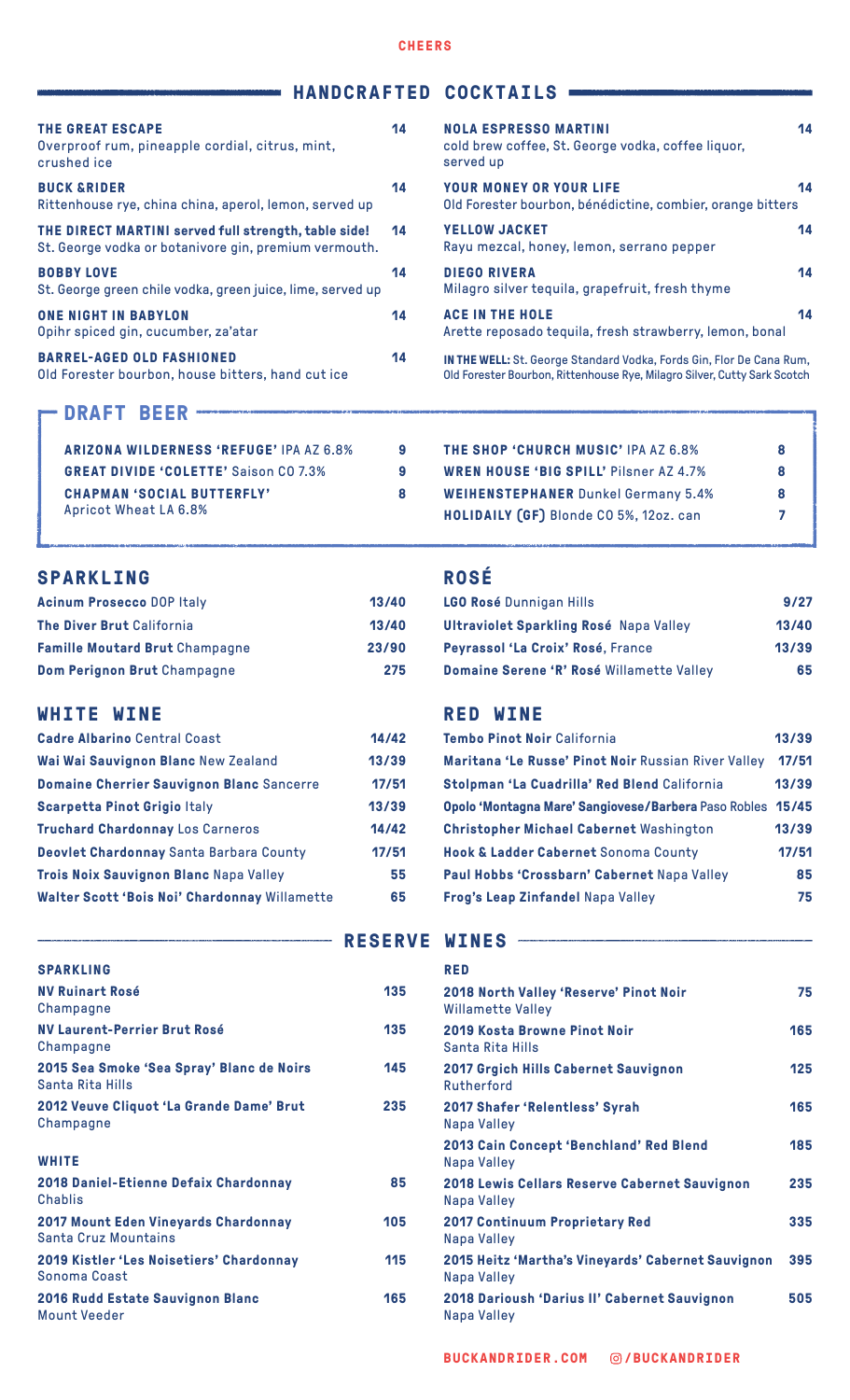CHEERS

# HANDCRAFTED COCKTAILS

**THE GREAT ESCAPE** 14
Overproof rum, pineapple cordial, citrus, mint, crushed ice

**BUCK &RIDER** 14
Rittenhouse rye, china china, aperol, lemon, served up

**THE DIRECT MARTINI served full strength, table side!** 14
St. George vodka or botanivore gin, premium vermouth.

**BOBBY LOVE** 14
St. George green chile vodka, green juice, lime, served up

**ONE NIGHT IN BABYLON** 14
Opihr spiced gin, cucumber, za'atar

**BARREL-AGED OLD FASHIONED** 14
Old Forester bourbon, house bitters, hand cut ice

**NOLA ESPRESSO MARTINI** 14
cold brew coffee, St. George vodka, coffee liquor, served up

**YOUR MONEY OR YOUR LIFE** 14
Old Forester bourbon, bénédictine, combier, orange bitters

**YELLOW JACKET** 14
Rayu mezcal, honey, lemon, serrano pepper

**DIEGO RIVERA** 14
Milagro silver tequila, grapefruit, fresh thyme

**ACE IN THE HOLE** 14
Arette reposado tequila, fresh strawberry, lemon, bonal

**IN THE WELL:** St. George Standard Vodka, Fords Gin, Flor De Cana Rum, Old Forester Bourbon, Rittenhouse Rye, Milagro Silver, Cutty Sark Scotch

## DRAFT BEER

| | |
|---|---|
| **ARIZONA WILDERNESS 'REFUGE'** IPA AZ 6.8% | 9 |
| **GREAT DIVIDE 'COLETTE'** Saison CO 7.3% | 9 |
| **CHAPMAN 'SOCIAL BUTTERFLY'** Apricot Wheat LA 6.8% | 8 |
| **THE SHOP 'CHURCH MUSIC'** IPA AZ 6.8% | 8 |
| **WREN HOUSE 'BIG SPILL'** Pilsner AZ 4.7% | 8 |
| **WEIHENSTEPHANER** Dunkel Germany 5.4% | 8 |
| **HOLIDAILY (GF)** Blonde CO 5%, 12oz. can | 7 |

## SPARKLING

| | |
|---|---|
| **Acinum Prosecco** DOP Italy | 13/40 |
| **The Diver Brut** California | 13/40 |
| **Famille Moutard Brut** Champagne | 23/90 |
| **Dom Perignon Brut** Champagne | 275 |

## WHITE WINE

| | |
|---|---|
| **Cadre Albarino** Central Coast | 14/42 |
| **Wai Wai Sauvignon Blanc** New Zealand | 13/39 |
| **Domaine Cherrier Sauvignon Blanc** Sancerre | 17/51 |
| **Scarpetta Pinot Grigio** Italy | 13/39 |
| **Truchard Chardonnay** Los Carneros | 14/42 |
| **Deovlet Chardonnay** Santa Barbara County | 17/51 |
| **Trois Noix Sauvignon Blanc** Napa Valley | 55 |
| **Walter Scott 'Bois Noi' Chardonnay** Willamette | 65 |

## ROSÉ

| | |
|---|---|
| **LGO Rosé** Dunnigan Hills | 9/27 |
| **Ultraviolet Sparkling Rosé** Napa Valley | 13/40 |
| **Peyrassol 'La Croix' Rosé**, France | 13/39 |
| **Domaine Serene 'R' Rosé** Willamette Valley | 65 |

## RED WINE

| | |
|---|---|
| **Tembo Pinot Noir** California | 13/39 |
| **Maritana 'Le Russe' Pinot Noir** Russian River Valley | 17/51 |
| **Stolpman 'La Cuadrilla' Red Blend** California | 13/39 |
| **Opolo 'Montagna Mare' Sangiovese/Barbera** Paso Robles | 15/45 |
| **Christopher Michael Cabernet** Washington | 13/39 |
| **Hook & Ladder Cabernet** Sonoma County | 17/51 |
| **Paul Hobbs 'Crossbarn' Cabernet** Napa Valley | 85 |
| **Frog's Leap Zinfandel** Napa Valley | 75 |

# RESERVE WINES

### SPARKLING

| | |
|---|---|
| **NV Ruinart Rosé** Champagne | 135 |
| **NV Laurent-Perrier Brut Rosé** Champagne | 135 |
| **2015 Sea Smoke 'Sea Spray' Blanc de Noirs** Santa Rita Hills | 145 |
| **2012 Veuve Cliquot 'La Grande Dame' Brut** Champagne | 235 |

### WHITE

| | |
|---|---|
| **2018 Daniel-Etienne Defaix Chardonnay** Chablis | 85 |
| **2017 Mount Eden Vineyards Chardonnay** Santa Cruz Mountains | 105 |
| **2019 Kistler 'Les Noisetiers' Chardonnay** Sonoma Coast | 115 |
| **2016 Rudd Estate Sauvignon Blanc** Mount Veeder | 165 |

### RED

| | |
|---|---|
| **2018 North Valley 'Reserve' Pinot Noir** Willamette Valley | 75 |
| **2019 Kosta Browne Pinot Noir** Santa Rita Hills | 165 |
| **2017 Grgich Hills Cabernet Sauvignon** Rutherford | 125 |
| **2017 Shafer 'Relentless' Syrah** Napa Valley | 165 |
| **2013 Cain Concept 'Benchland' Red Blend** Napa Valley | 185 |
| **2018 Lewis Cellars Reserve Cabernet Sauvignon** Napa Valley | 235 |
| **2017 Continuum Proprietary Red** Napa Valley | 335 |
| **2015 Heitz 'Martha's Vineyards' Cabernet Sauvignon** Napa Valley | 395 |
| **2018 Darioush 'Darius II' Cabernet Sauvignon** Napa Valley | 505 |

BUCKANDRIDER.COM @/BUCKANDRIDER